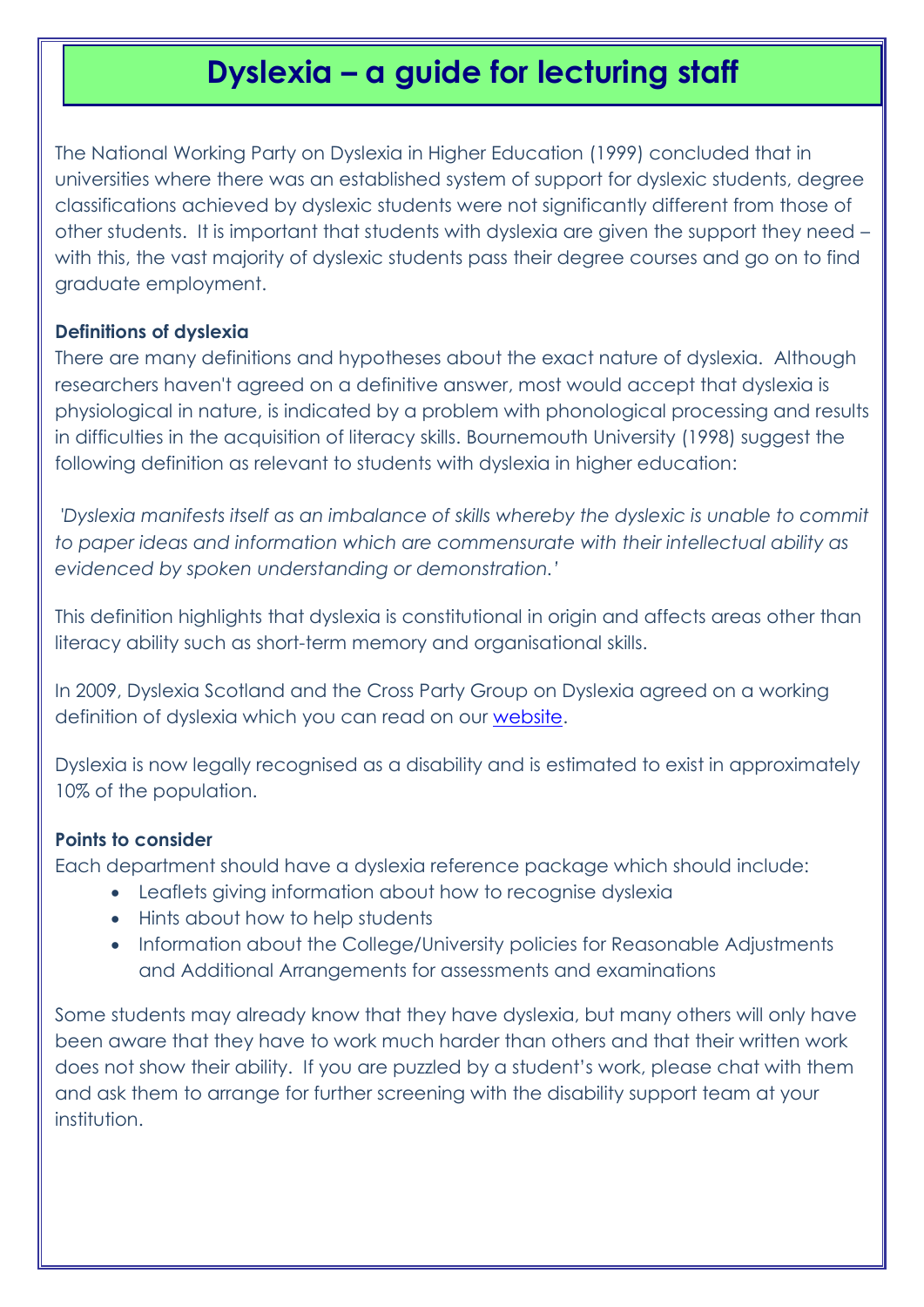# Dyslexia – a guide for lecturing staff

The National Working Party on Dyslexia in Higher Education (1999) concluded that in universities where there was an established system of support for dyslexic students, degree classifications achieved by dyslexic students were not significantly different from those of other students. It is important that students with dyslexia are given the support they need – with this, the vast majority of dyslexic students pass their degree courses and go on to find graduate employment.

**Definitions of dyslexia**

There are many definitions and hypotheses about the exact nature of dyslexia. Although researchers haven't agreed on a definitive answer, most would accept that dyslexia is physiological in nature, is indicated by a problem with phonological processing and results in difficulties in the acquisition of literacy skills. Bournemouth University (1998) suggest the following definition as relevant to students with dyslexia in higher education:

*'Dyslexia manifests itself as an imbalance of skills whereby the dyslexic is unable to commit to paper ideas and information which are commensurate with their intellectual ability as evidenced by spoken understanding or demonstration.'*

This definition highlights that dyslexia is constitutional in origin and affects areas other than literacy ability such as short-term memory and organisational skills.

In 2009, Dyslexia Scotland and the Cross Party Group on Dyslexia agreed on a working definition of dyslexia which you can read on our website.

Dyslexia is now legally recognised as a disability and is estimated to exist in approximately 10% of the population.

**Points to consider**

Each department should have a dyslexia reference package which should include:

- Leaflets giving information about how to recognise dyslexia
- Hints about how to help students
- Information about the College/University policies for Reasonable Adjustments and Additional Arrangements for assessments and examinations

Some students may already know that they have dyslexia, but many others will only have been aware that they have to work much harder than others and that their written work does not show their ability. If you are puzzled by a student's work, please chat with them and ask them to arrange for further screening with the disability support team at your institution.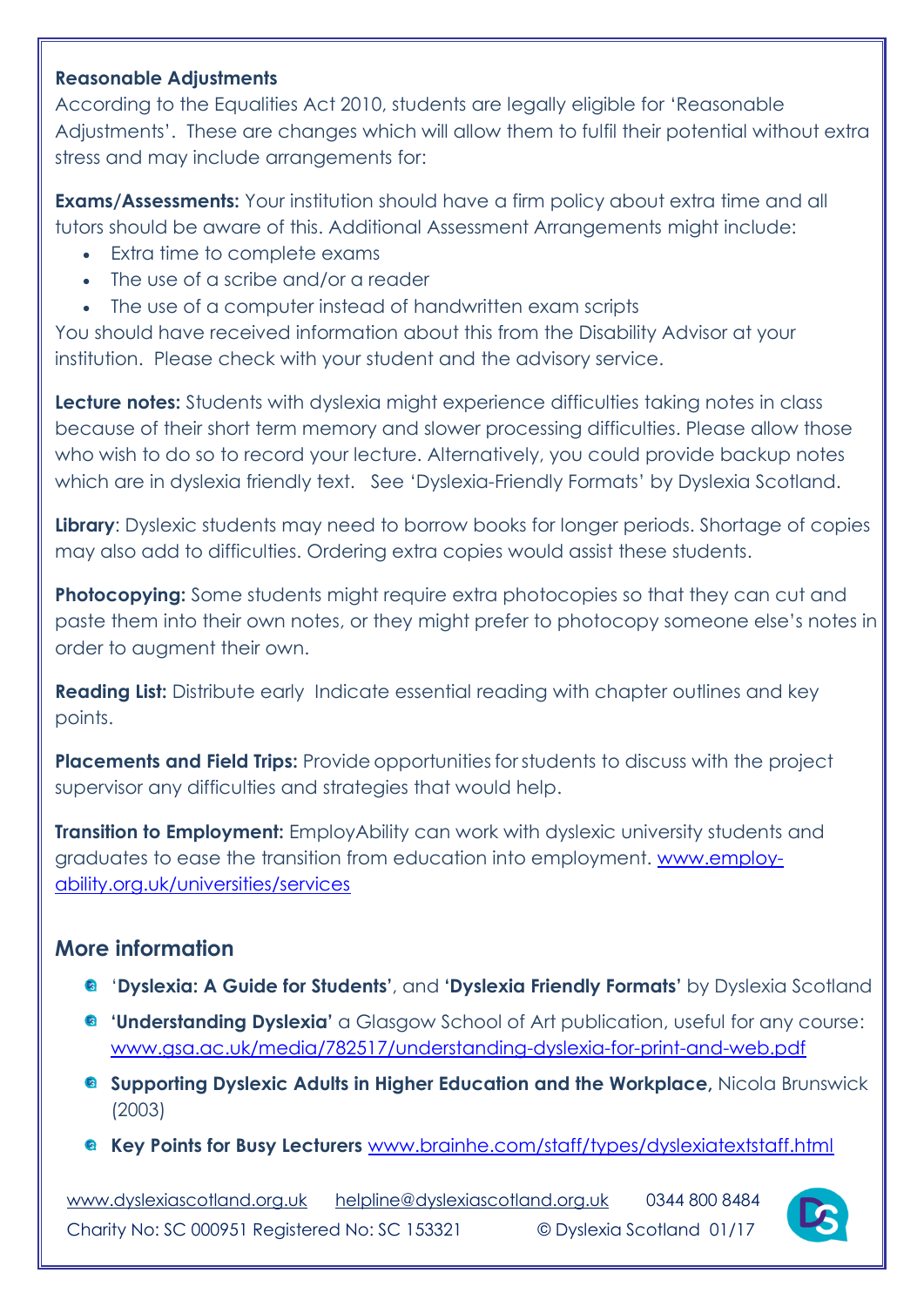**Reasonable Adjustments**

According to the Equalities Act 2010, students are legally eligible for 'Reasonable Adjustments'. These are changes which will allow them to fulfil their potential without extra stress and may include arrangements for:

**Exams/Assessments:** Your institution should have a firm policy about extra time and all tutors should be aware of this. Additional Assessment Arrangements might include:

- Extra time to complete exams
- The use of a scribe and/or a reader
- The use of a computer instead of handwritten exam scripts

You should have received information about this from the Disability Advisor at your institution. Please check with your student and the advisory service.

**Lecture notes:** Students with dyslexia might experience difficulties taking notes in class because of their short term memory and slower processing difficulties. Please allow those who wish to do so to record your lecture. Alternatively, you could provide backup notes which are in dyslexia friendly text. See 'Dyslexia-Friendly Formats' by Dyslexia Scotland.

**Library**: Dyslexic students may need to borrow books for longer periods. Shortage of copies may also add to difficulties. Ordering extra copies would assist these students.

**Photocopying:** Some students might require extra photocopies so that they can cut and paste them into their own notes, or they might prefer to photocopy someone else's notes in order to augment their own.

**Reading List:** Distribute early Indicate essential reading with chapter outlines and key points.

**Placements and Field Trips:** Provide opportunities for students to discuss with the project supervisor any difficulties and strategies that would help.

**Transition to Employment:** EmployAbility can work with dyslexic university students and graduates to ease the transition from education into employment. www.employ-ability.org.uk/universities/services

## More information

- '**Dyslexia: A Guide for Students'**, and **'Dyslexia Friendly Formats'** by Dyslexia Scotland
- **'Understanding Dyslexia'** a Glasgow School of Art publication, useful for any course: www.gsa.ac.uk/media/782517/understanding-dyslexia-for-print-and-web.pdf
- **Supporting Dyslexic Adults in Higher Education and the Workplace,** Nicola Brunswick (2003)
- **Key Points for Busy Lecturers** www.brainhe.com/staff/types/dyslexiatextstaff.html

www.dyslexiascotland.org.uk helpline@dyslexiascotland.org.uk 0344 800 8484
Charity No: SC 000951 Registered No: SC 153321 © Dyslexia Scotland 01/17